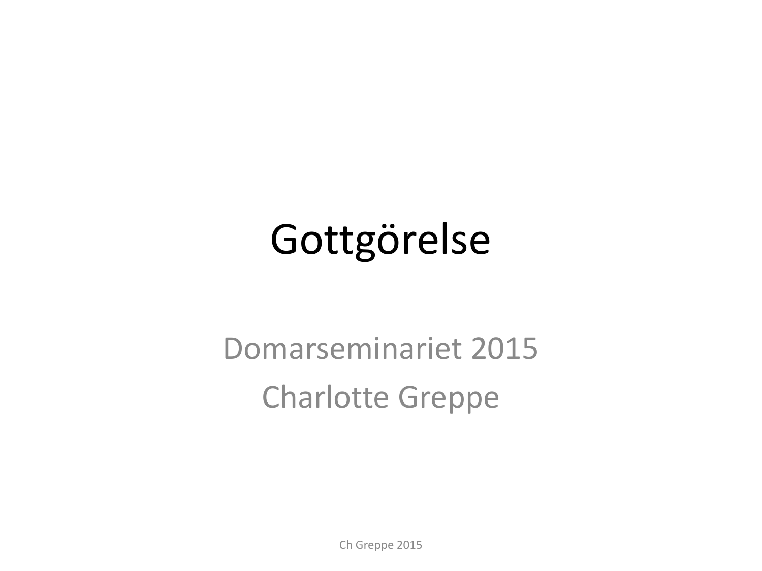# Gottgörelse

Domarseminariet 2015

Charlotte Greppe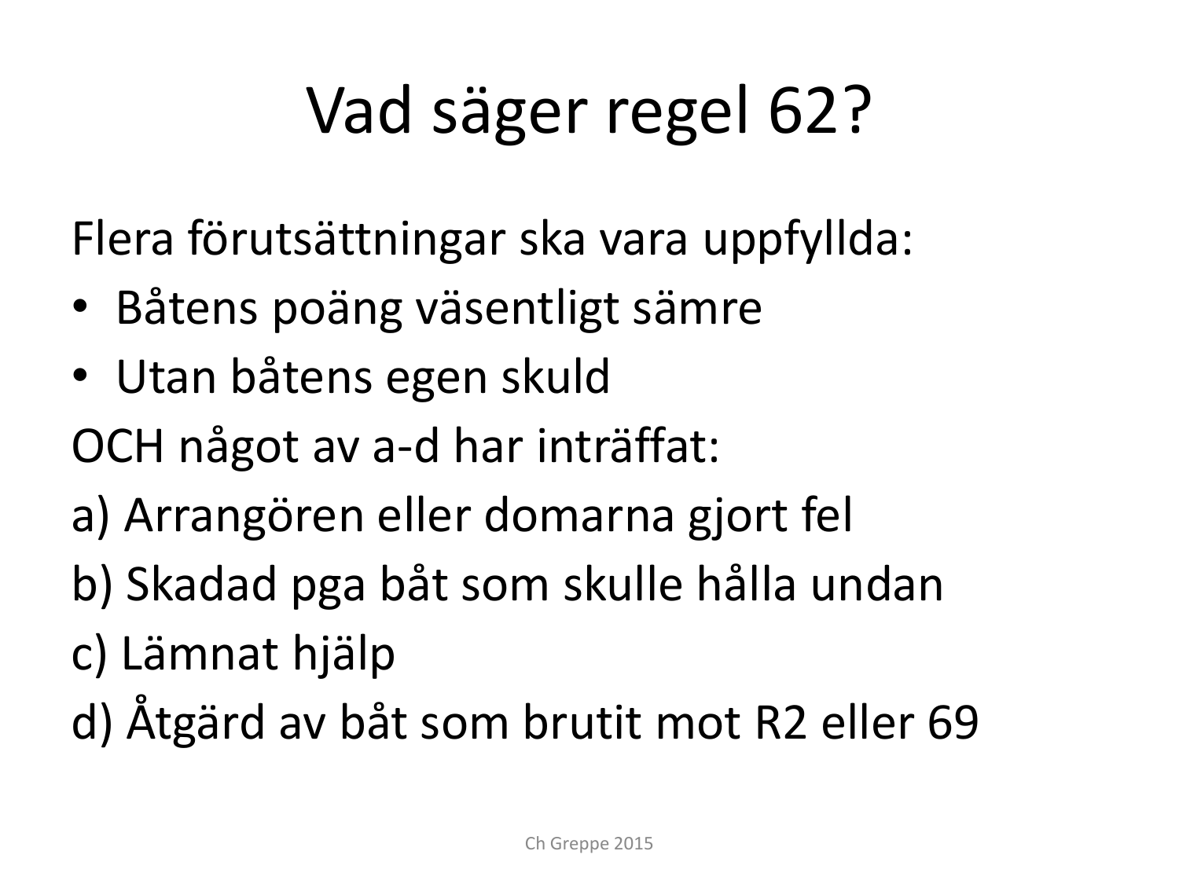# Vad säger regel 62?

Flera förutsättningar ska vara uppfyllda:

- Båtens poäng väsentligt sämre
- Utan båtens egen skuld

OCH något av a-d har inträffat:

a) Arrangören eller domarna gjort fel

b) Skadad pga båt som skulle hålla undan

c) Lämnat hjälp

d) Åtgärd av båt som brutit mot R2 eller 69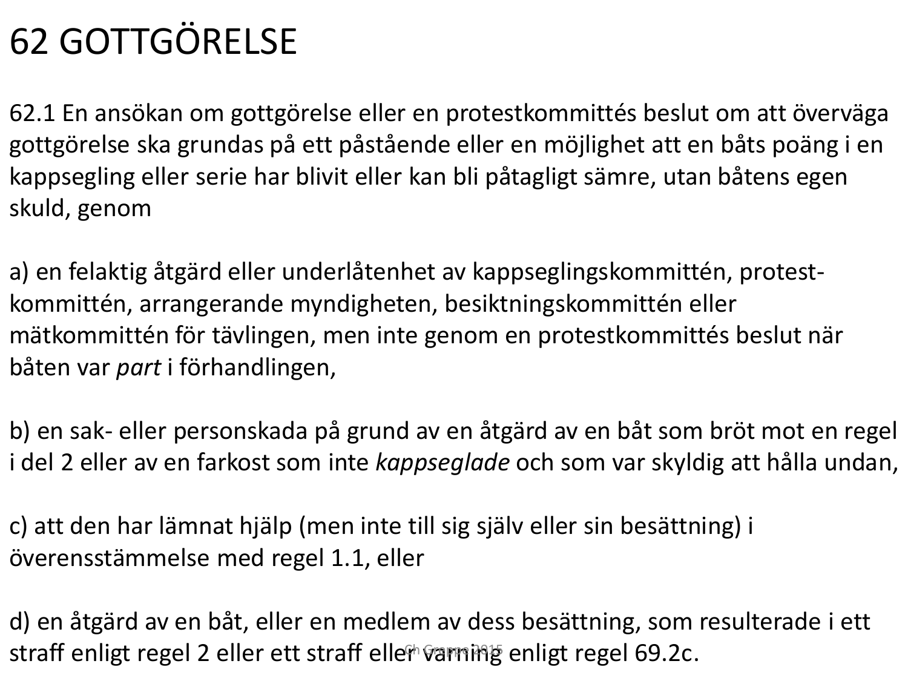# 62 GOTTGÖRELSE

62.1 En ansökan om gottgörelse eller en protestkommittés beslut om att överväga gottgörelse ska grundas på ett påstående eller en möjlighet att en båts poäng i en kappsegling eller serie har blivit eller kan bli påtagligt sämre, utan båtens egen skuld, genom

a) en felaktig åtgärd eller underlåtenhet av kappseglingskommittén, protest-kommittén, arrangerande myndigheten, besiktningskommittén eller mätkommittén för tävlingen, men inte genom en protestkommittés beslut när båten var *part* i förhandlingen,

b) en sak- eller personskada på grund av en åtgärd av en båt som bröt mot en regel i del 2 eller av en farkost som inte *kappseglade* och som var skyldig att hålla undan,

c) att den har lämnat hjälp (men inte till sig själv eller sin besättning) i överensstämmelse med regel 1.1, eller

d) en åtgärd av en båt, eller en medlem av dess besättning, som resulterade i ett straff enligt regel 2 eller ett straff eller varning enligt regel 69.2c.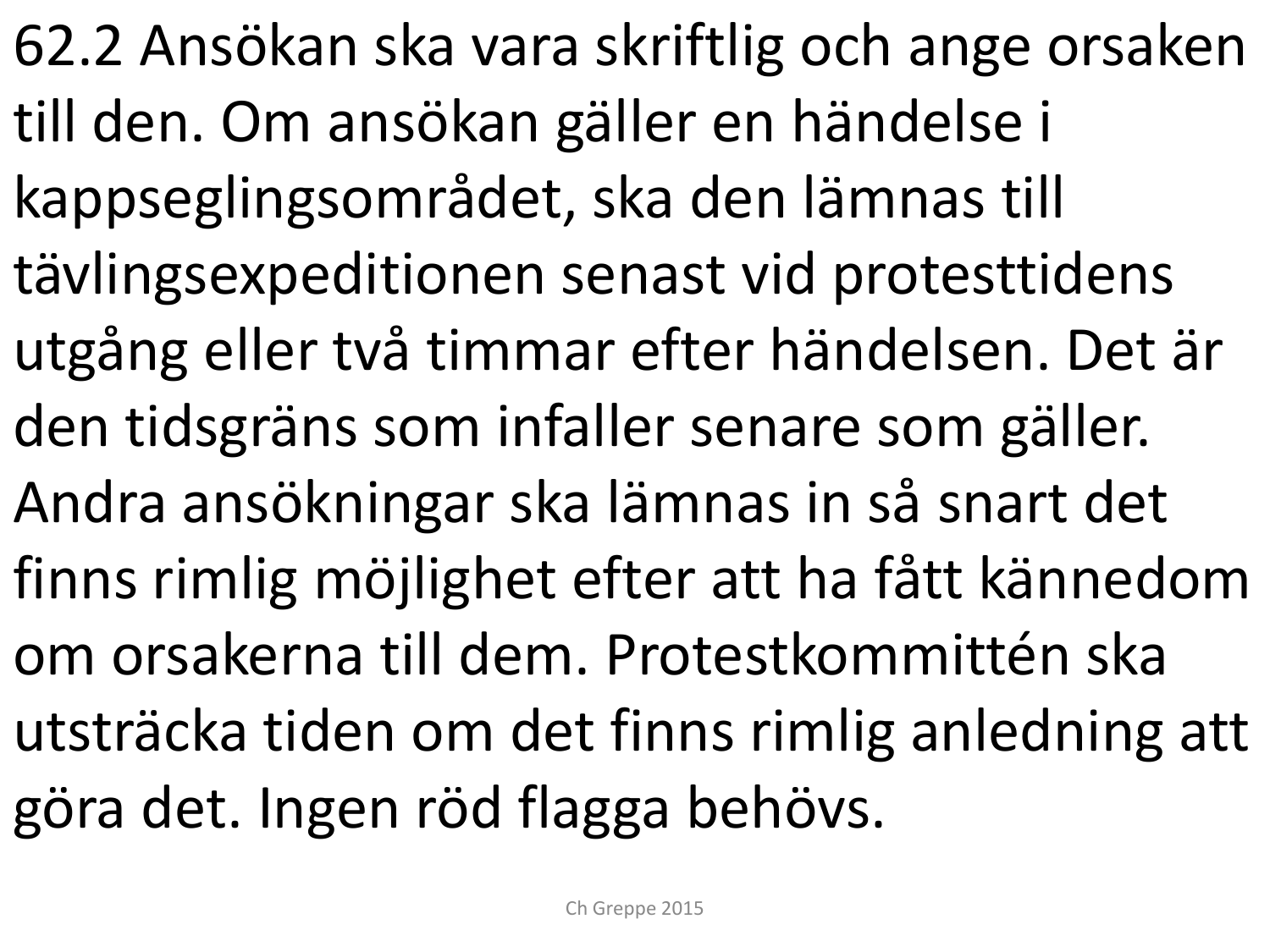62.2 Ansökan ska vara skriftlig och ange orsaken till den. Om ansökan gäller en händelse i kappseglingsområdet, ska den lämnas till tävlingsexpeditionen senast vid protesttidens utgång eller två timmar efter händelsen. Det är den tidsgräns som infaller senare som gäller. Andra ansökningar ska lämnas in så snart det finns rimlig möjlighet efter att ha fått kännedom om orsakerna till dem. Protestkommittén ska utsträcka tiden om det finns rimlig anledning att göra det. Ingen röd flagga behövs.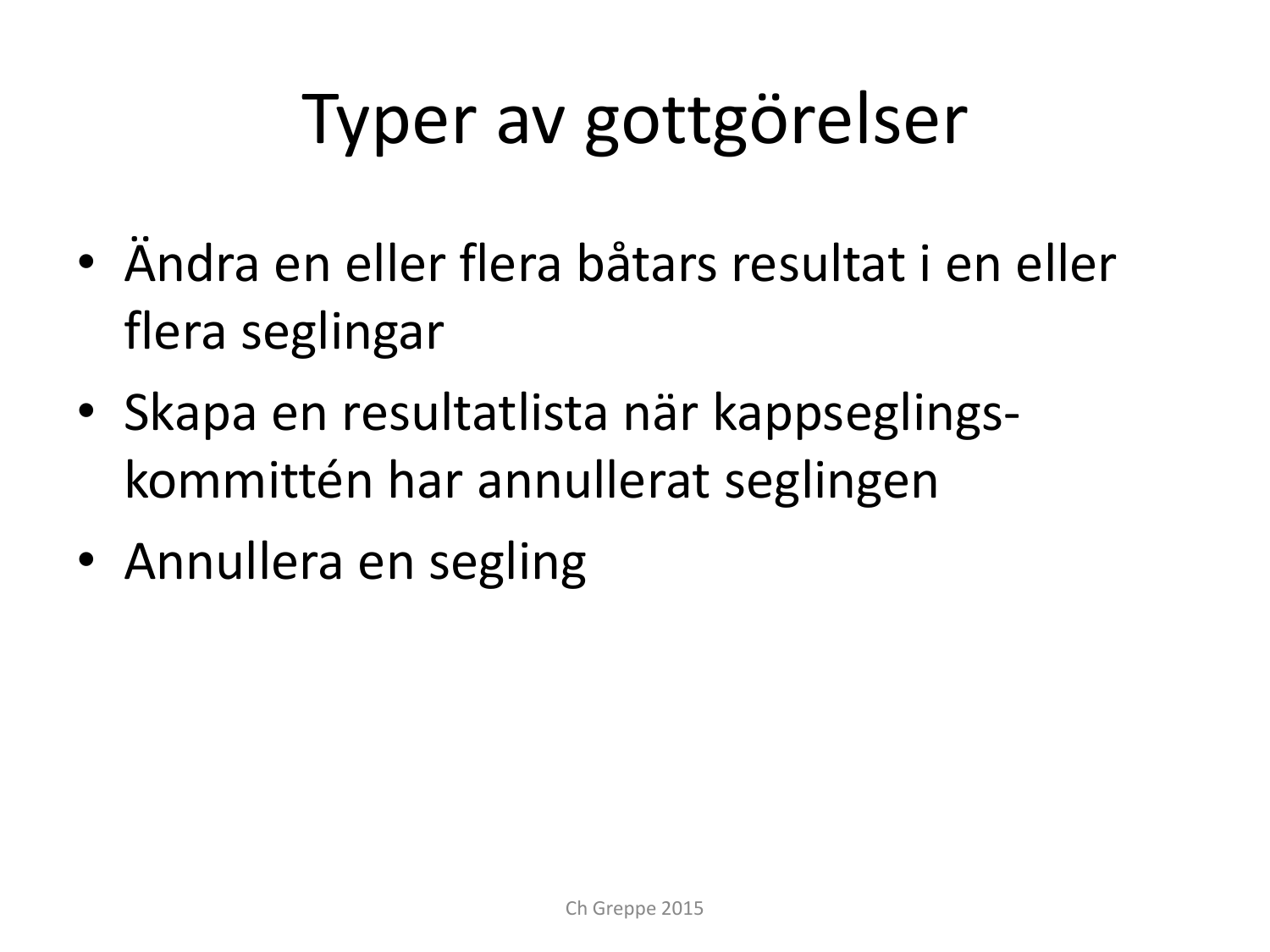# Typer av gottgörelser

- Ändra en eller flera båtars resultat i en eller flera seglingar
- Skapa en resultatlista när kappseglings-kommittén har annullerat seglingen
- Annullera en segling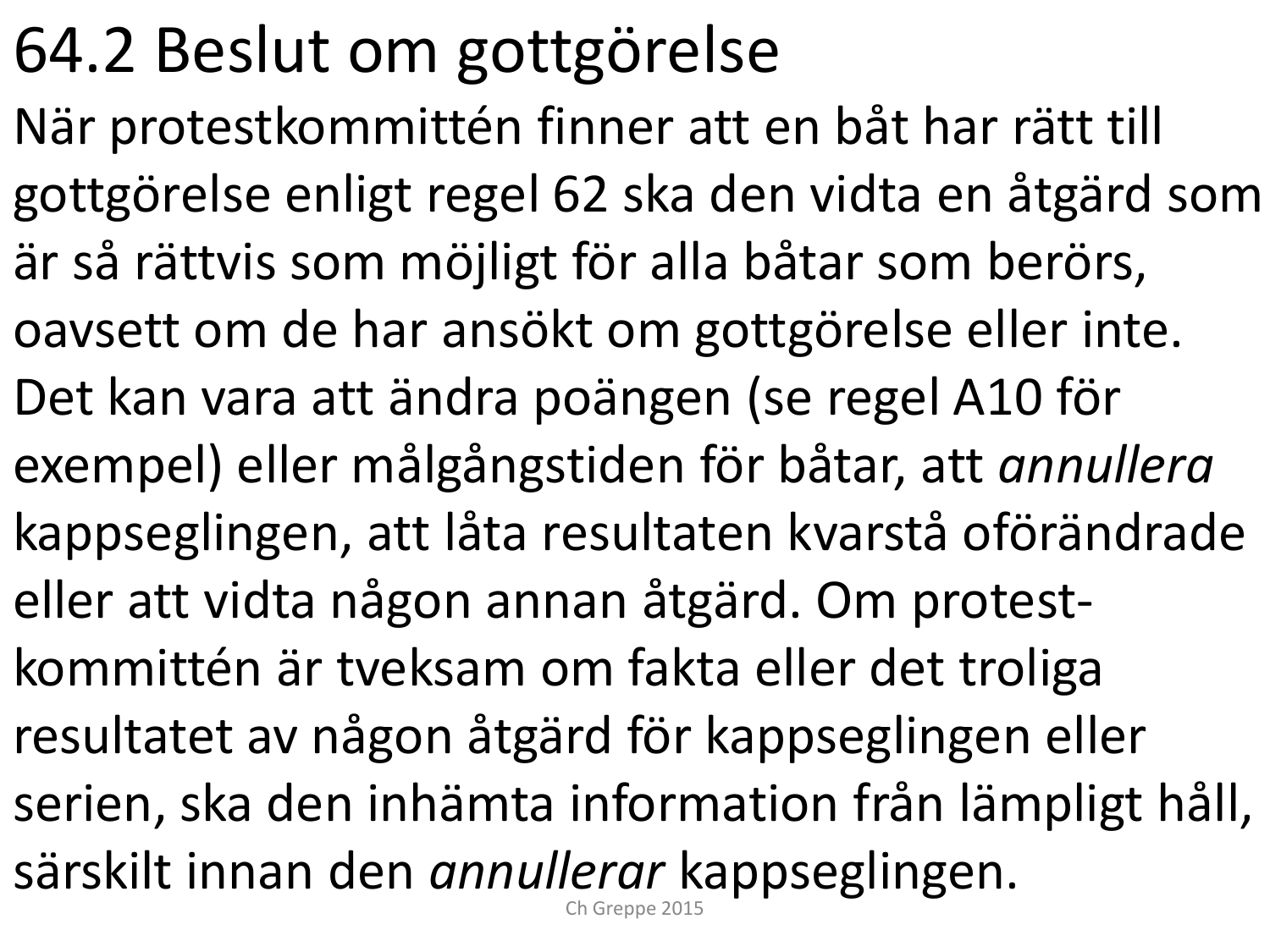# 64.2 Beslut om gottgörelse

När protestkommittén finner att en båt har rätt till gottgörelse enligt regel 62 ska den vidta en åtgärd som är så rättvis som möjligt för alla båtar som berörs, oavsett om de har ansökt om gottgörelse eller inte. Det kan vara att ändra poängen (se regel A10 för exempel) eller målgångstiden för båtar, att *annullera* kappseglingen, att låta resultaten kvarstå oförändrade eller att vidta någon annan åtgärd. Om protest-kommittén är tveksam om fakta eller det troliga resultatet av någon åtgärd för kappseglingen eller serien, ska den inhämta information från lämpligt håll, särskilt innan den *annullerar* kappseglingen.

Ch Greppe 2015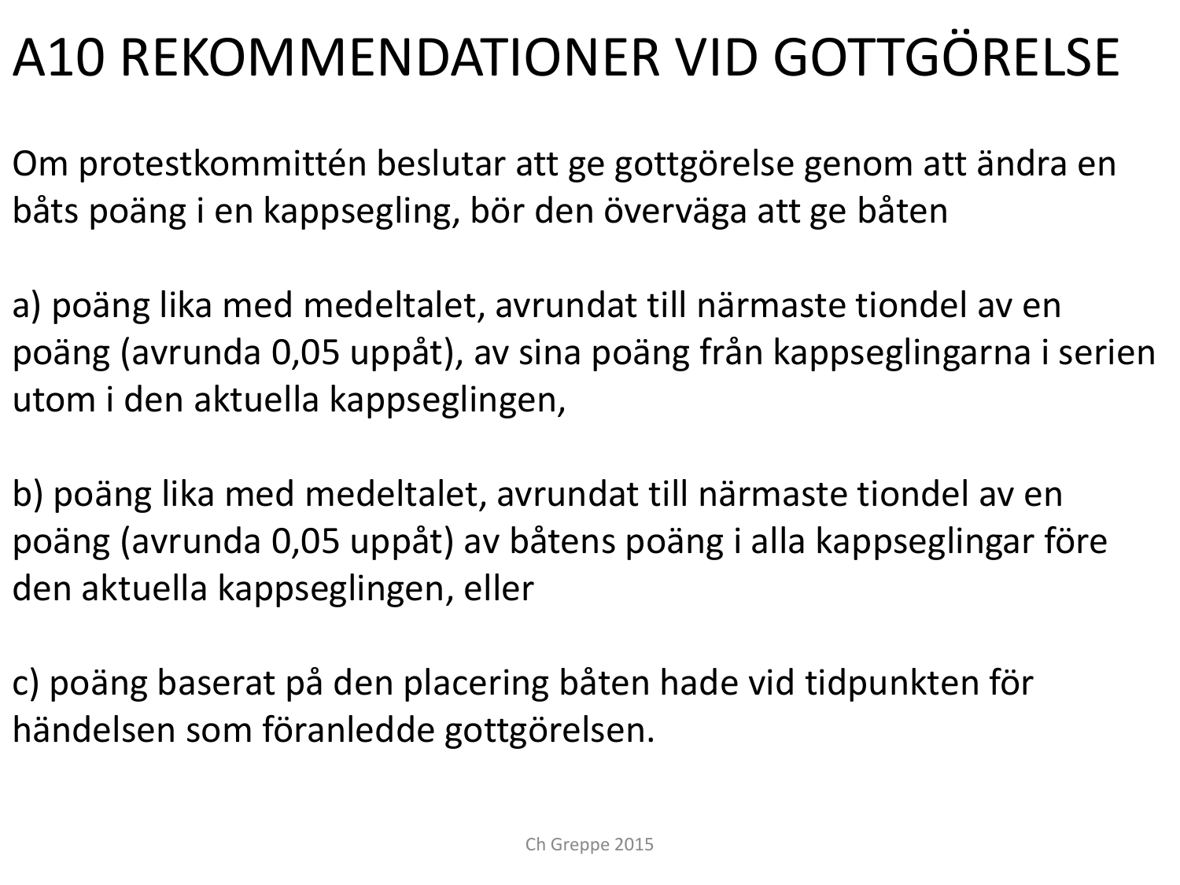# A10 REKOMMENDATIONER VID GOTTGÖRELSE

Om protestkommittén beslutar att ge gottgörelse genom att ändra en båts poäng i en kappsegling, bör den överväga att ge båten

a) poäng lika med medeltalet, avrundat till närmaste tiondel av en poäng (avrunda 0,05 uppåt), av sina poäng från kappseglingarna i serien utom i den aktuella kappseglingen,

b) poäng lika med medeltalet, avrundat till närmaste tiondel av en poäng (avrunda 0,05 uppåt) av båtens poäng i alla kappseglingar före den aktuella kappseglingen, eller

c) poäng baserat på den placering båten hade vid tidpunkten för händelsen som föranledde gottgörelsen.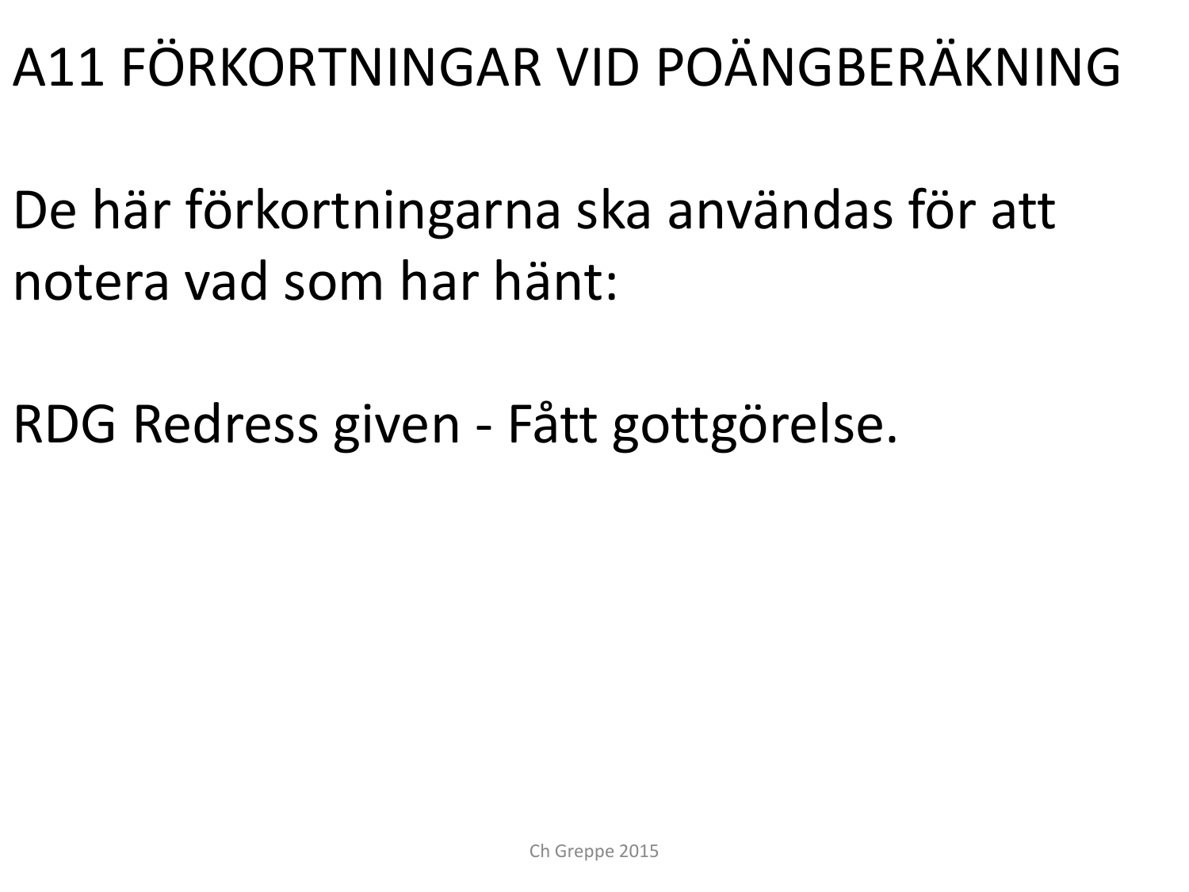# A11 FÖRKORTNINGAR VID POÄNGBERÄKNING

De här förkortningarna ska användas för att notera vad som har hänt:

RDG Redress given - Fått gottgörelse.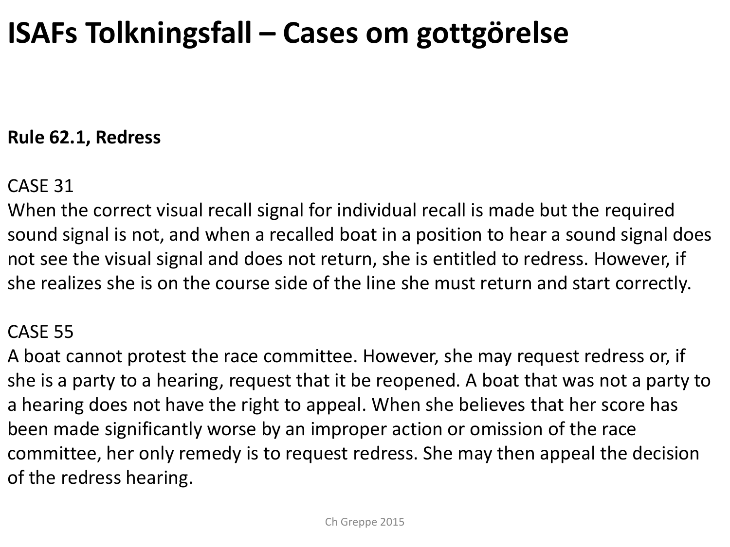# ISAFs Tolkningsfall – Cases om gottgörelse

**Rule 62.1, Redress**

CASE 31
When the correct visual recall signal for individual recall is made but the required sound signal is not, and when a recalled boat in a position to hear a sound signal does not see the visual signal and does not return, she is entitled to redress. However, if she realizes she is on the course side of the line she must return and start correctly.

CASE 55
A boat cannot protest the race committee. However, she may request redress or, if she is a party to a hearing, request that it be reopened. A boat that was not a party to a hearing does not have the right to appeal. When she believes that her score has been made significantly worse by an improper action or omission of the race committee, her only remedy is to request redress. She may then appeal the decision of the redress hearing.

Ch Greppe 2015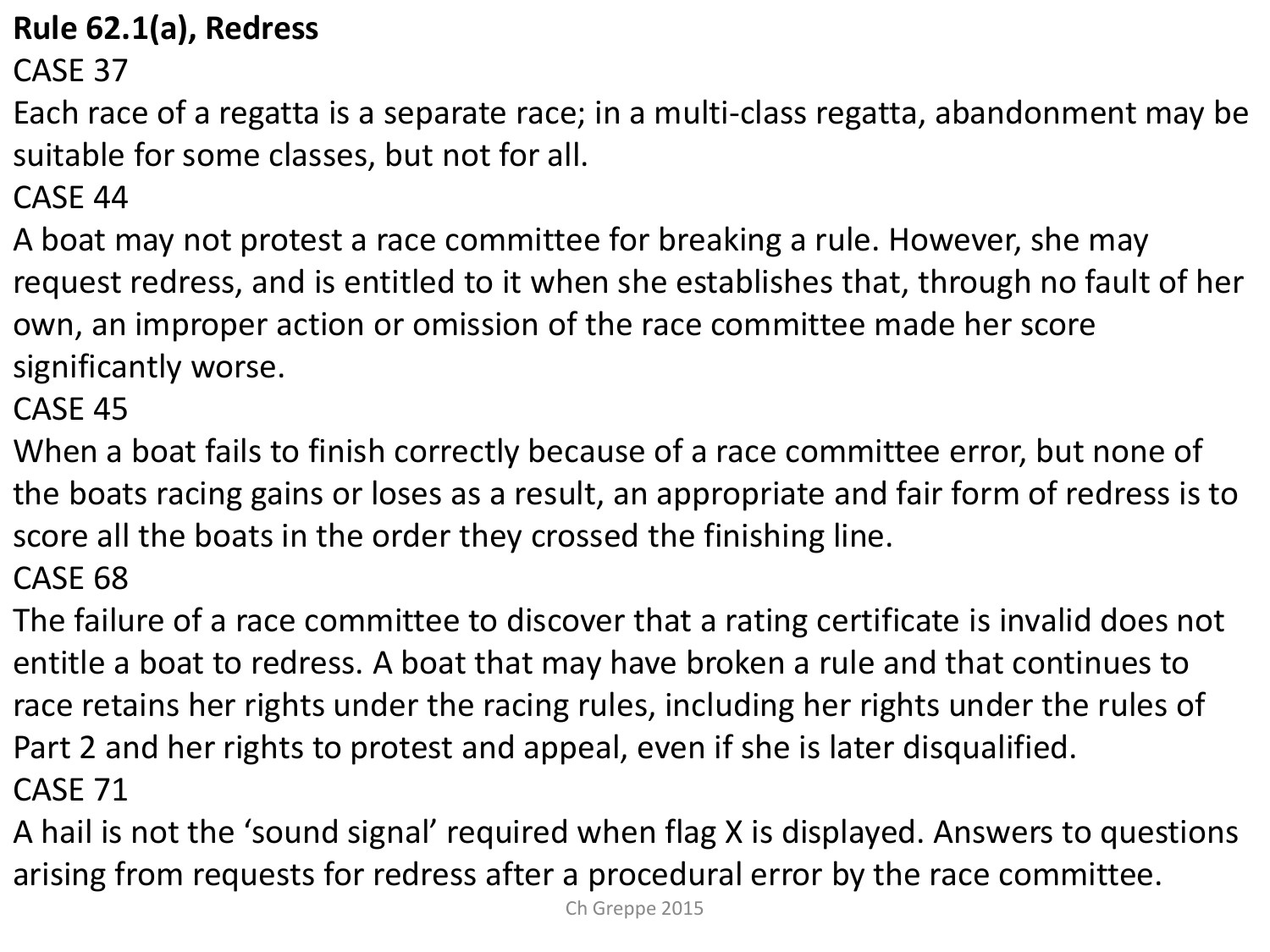**Rule 62.1(a), Redress**

CASE 37

Each race of a regatta is a separate race; in a multi-class regatta, abandonment may be suitable for some classes, but not for all.

CASE 44

A boat may not protest a race committee for breaking a rule. However, she may request redress, and is entitled to it when she establishes that, through no fault of her own, an improper action or omission of the race committee made her score significantly worse.

CASE 45

When a boat fails to finish correctly because of a race committee error, but none of the boats racing gains or loses as a result, an appropriate and fair form of redress is to score all the boats in the order they crossed the finishing line.

CASE 68

The failure of a race committee to discover that a rating certificate is invalid does not entitle a boat to redress. A boat that may have broken a rule and that continues to race retains her rights under the racing rules, including her rights under the rules of Part 2 and her rights to protest and appeal, even if she is later disqualified.

CASE 71

A hail is not the 'sound signal' required when flag X is displayed. Answers to questions arising from requests for redress after a procedural error by the race committee.

Ch Greppe 2015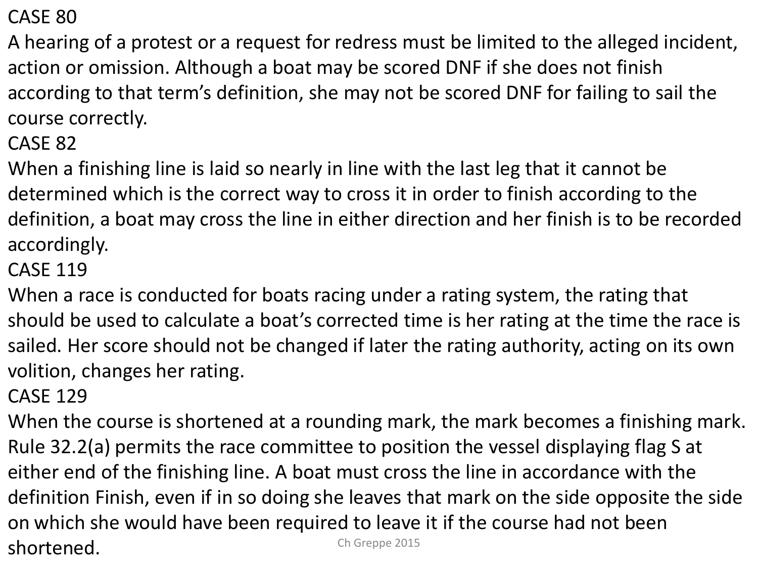CASE 80

A hearing of a protest or a request for redress must be limited to the alleged incident, action or omission. Although a boat may be scored DNF if she does not finish according to that term's definition, she may not be scored DNF for failing to sail the course correctly.

CASE 82

When a finishing line is laid so nearly in line with the last leg that it cannot be determined which is the correct way to cross it in order to finish according to the definition, a boat may cross the line in either direction and her finish is to be recorded accordingly.

CASE 119

When a race is conducted for boats racing under a rating system, the rating that should be used to calculate a boat's corrected time is her rating at the time the race is sailed. Her score should not be changed if later the rating authority, acting on its own volition, changes her rating.

CASE 129

When the course is shortened at a rounding mark, the mark becomes a finishing mark. Rule 32.2(a) permits the race committee to position the vessel displaying flag S at either end of the finishing line. A boat must cross the line in accordance with the definition Finish, even if in so doing she leaves that mark on the side opposite the side on which she would have been required to leave it if the course had not been shortened.

Ch Greppe 2015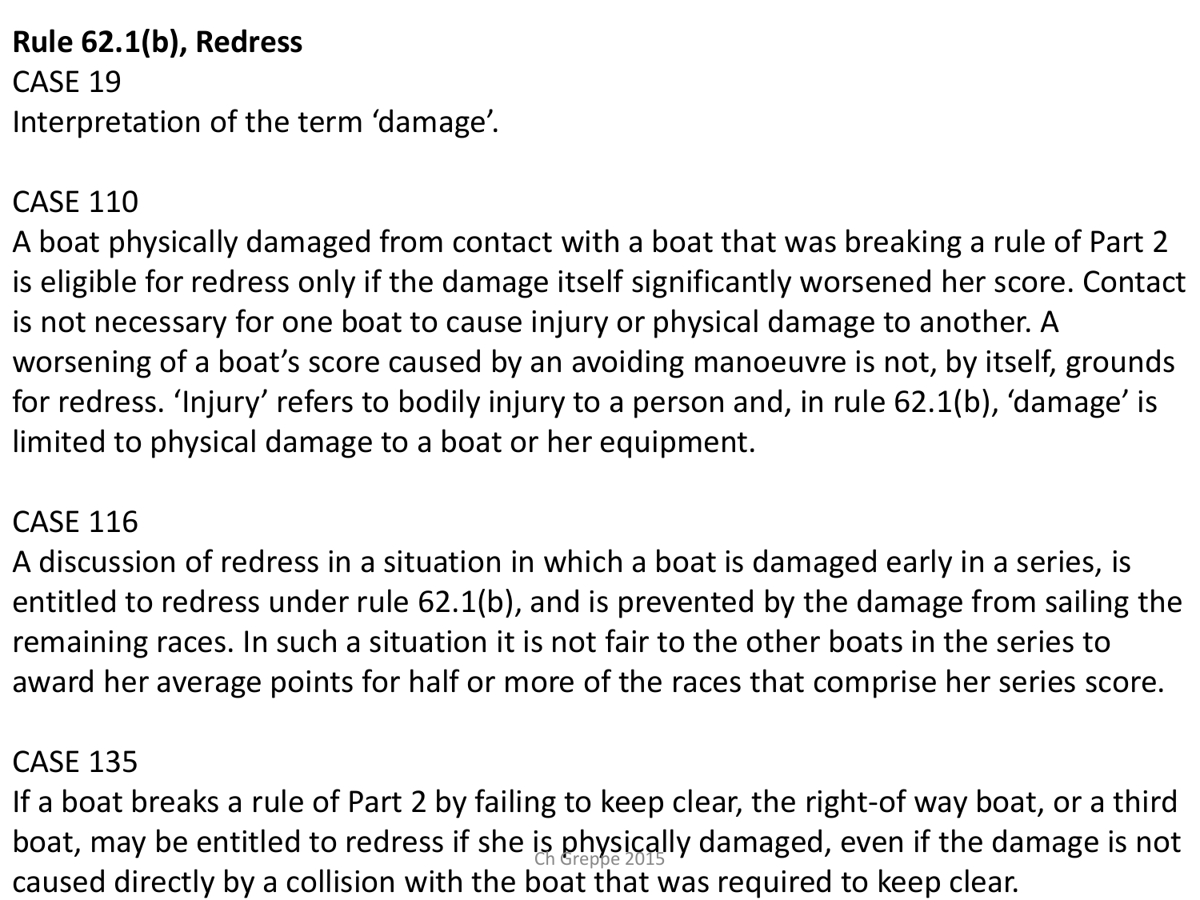**Rule 62.1(b), Redress**

CASE 19

Interpretation of the term 'damage'.

CASE 110

A boat physically damaged from contact with a boat that was breaking a rule of Part 2 is eligible for redress only if the damage itself significantly worsened her score. Contact is not necessary for one boat to cause injury or physical damage to another. A worsening of a boat's score caused by an avoiding manoeuvre is not, by itself, grounds for redress. 'Injury' refers to bodily injury to a person and, in rule 62.1(b), 'damage' is limited to physical damage to a boat or her equipment.

CASE 116

A discussion of redress in a situation in which a boat is damaged early in a series, is entitled to redress under rule 62.1(b), and is prevented by the damage from sailing the remaining races. In such a situation it is not fair to the other boats in the series to award her average points for half or more of the races that comprise her series score.

CASE 135

If a boat breaks a rule of Part 2 by failing to keep clear, the right-of way boat, or a third boat, may be entitled to redress if she is physically damaged, even if the damage is not caused directly by a collision with the boat that was required to keep clear.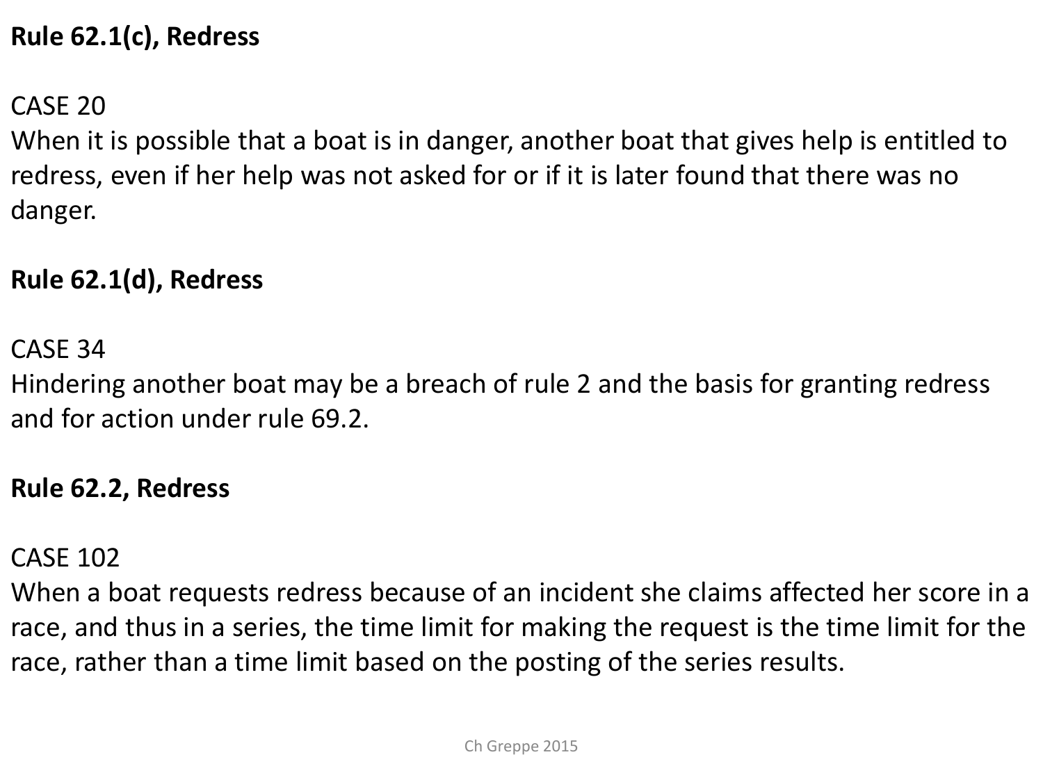**Rule 62.1(c), Redress**

CASE 20
When it is possible that a boat is in danger, another boat that gives help is entitled to redress, even if her help was not asked for or if it is later found that there was no danger.

**Rule 62.1(d), Redress**

CASE 34
Hindering another boat may be a breach of rule 2 and the basis for granting redress and for action under rule 69.2.

**Rule 62.2, Redress**

CASE 102
When a boat requests redress because of an incident she claims affected her score in a race, and thus in a series, the time limit for making the request is the time limit for the race, rather than a time limit based on the posting of the series results.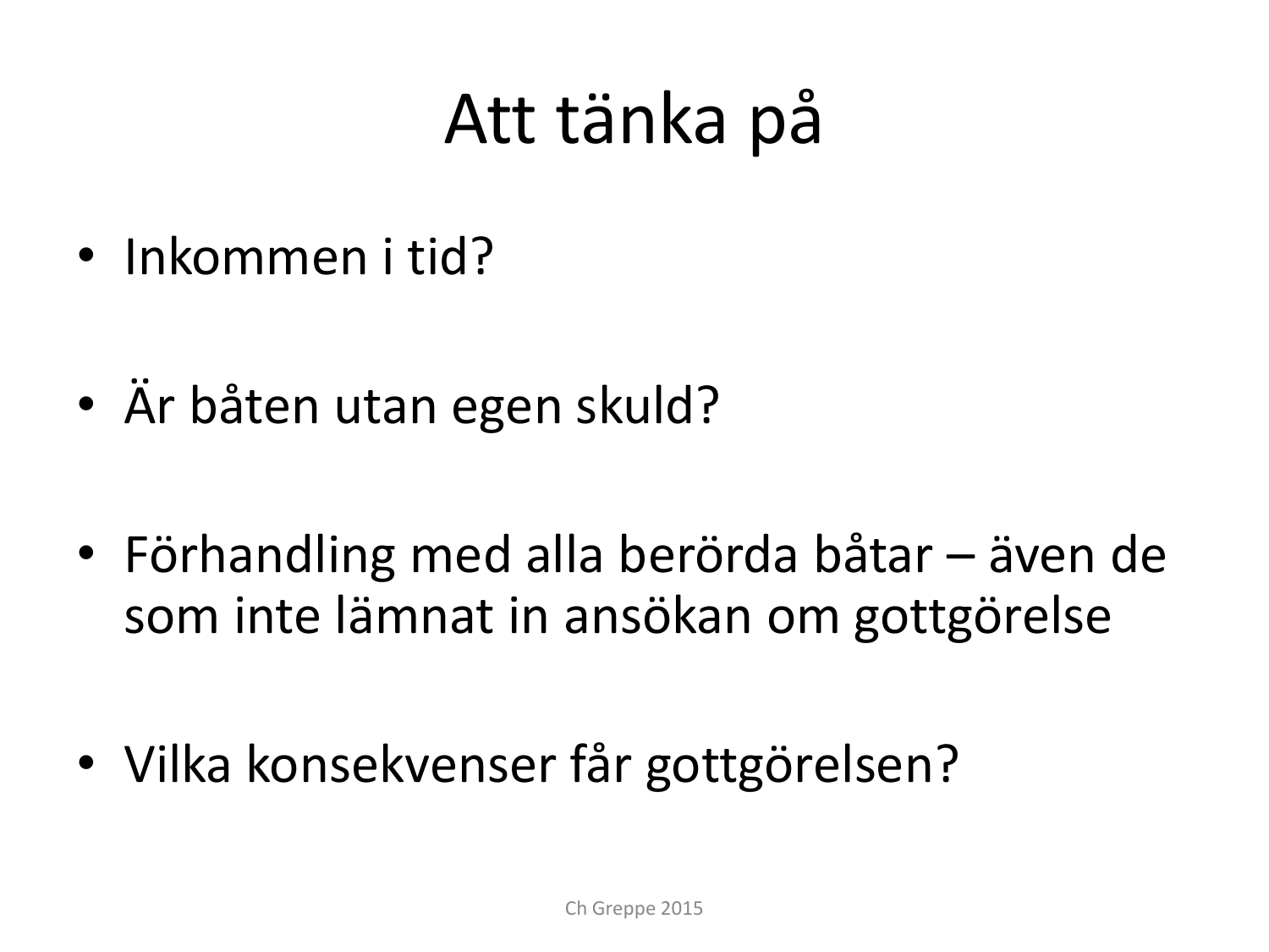# Att tänka på

- Inkommen i tid?
- Är båten utan egen skuld?
- Förhandling med alla berörda båtar – även de som inte lämnat in ansökan om gottgörelse
- Vilka konsekvenser får gottgörelsen?

Ch Greppe 2015